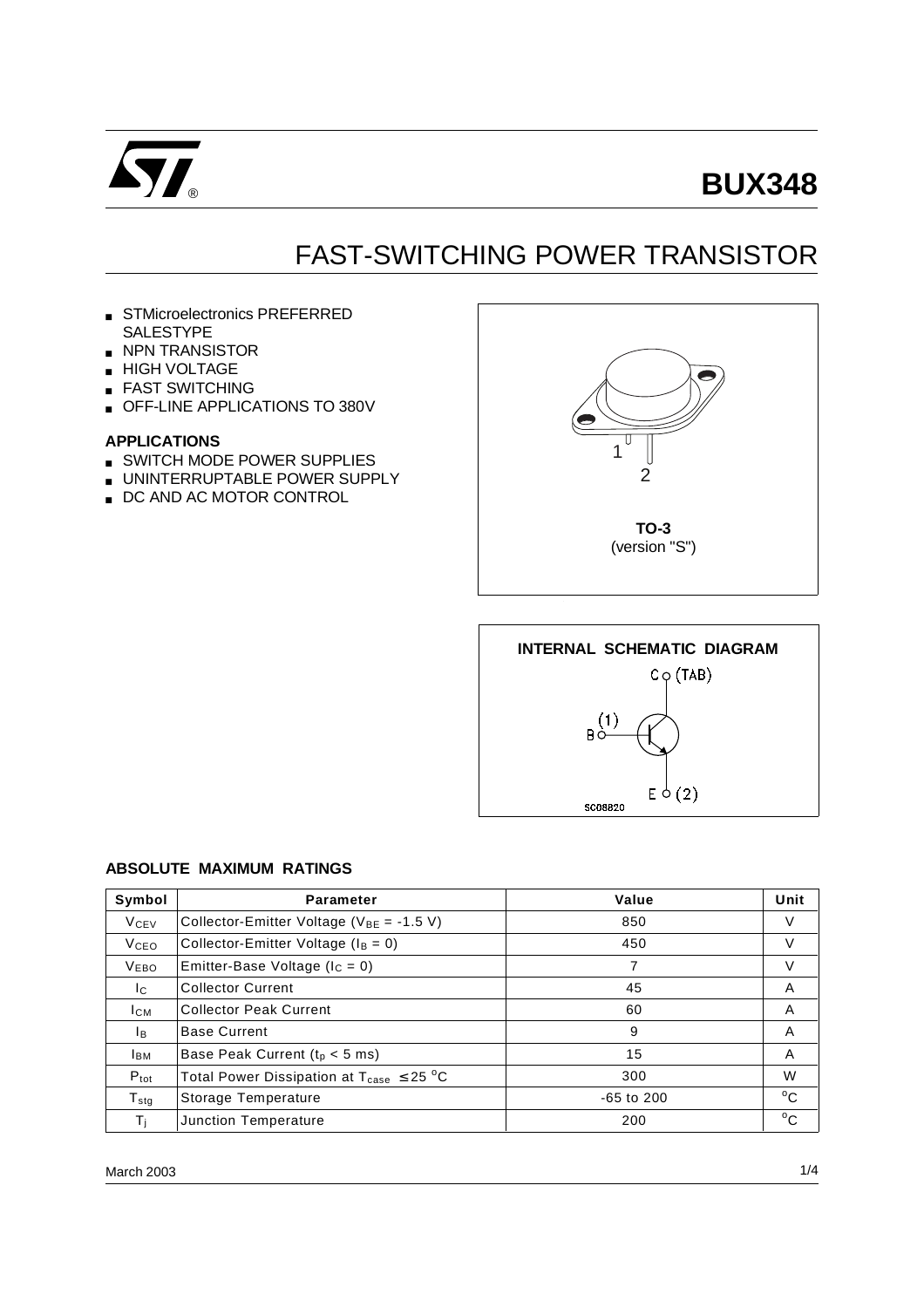# BUX348

## FAST-SWITCHING POWER TRANSISTOR

- STMicroelectronics PREFERRED SALESTYPE
- NPN TRANSISTOR
- HIGH VOLTAGE
- FAST SWITCHING
- OFF-LINE APPLICATIONS TO 380V

### APPLICATIONS

- SWITCH MODE POWER SUPPLIES
- UNINTERRUPTABLE POWER SUPPLY
- DC AND AC MOTOR CONTROL

TO-3
(version "S")

INTERNAL SCHEMATIC DIAGRAM

### ABSOLUTE MAXIMUM RATINGS

| Symbol | Parameter | Value | Unit |
|---|---|---|---|
| $V_{CEV}$ | Collector-Emitter Voltage ($V_{BE}$ = -1.5 V) | 850 | V |
| $V_{CEO}$ | Collector-Emitter Voltage ($I_B$ = 0) | 450 | V |
| $V_{EBO}$ | Emitter-Base Voltage ($I_C$ = 0) | 7 | V |
| $I_C$ | Collector Current | 45 | A |
| $I_{CM}$ | Collector Peak Current | 60 | A |
| $I_B$ | Base Current | 9 | A |
| $I_{BM}$ | Base Peak Current ($t_p$ < 5 ms) | 15 | A |
| $P_{tot}$ | Total Power Dissipation at $T_{case} \leq 25\ ^oC$ | 300 | W |
| $T_{stg}$ | Storage Temperature | -65 to 200 | $^oC$ |
| $T_j$ | Junction Temperature | 200 | $^oC$ |

March 2003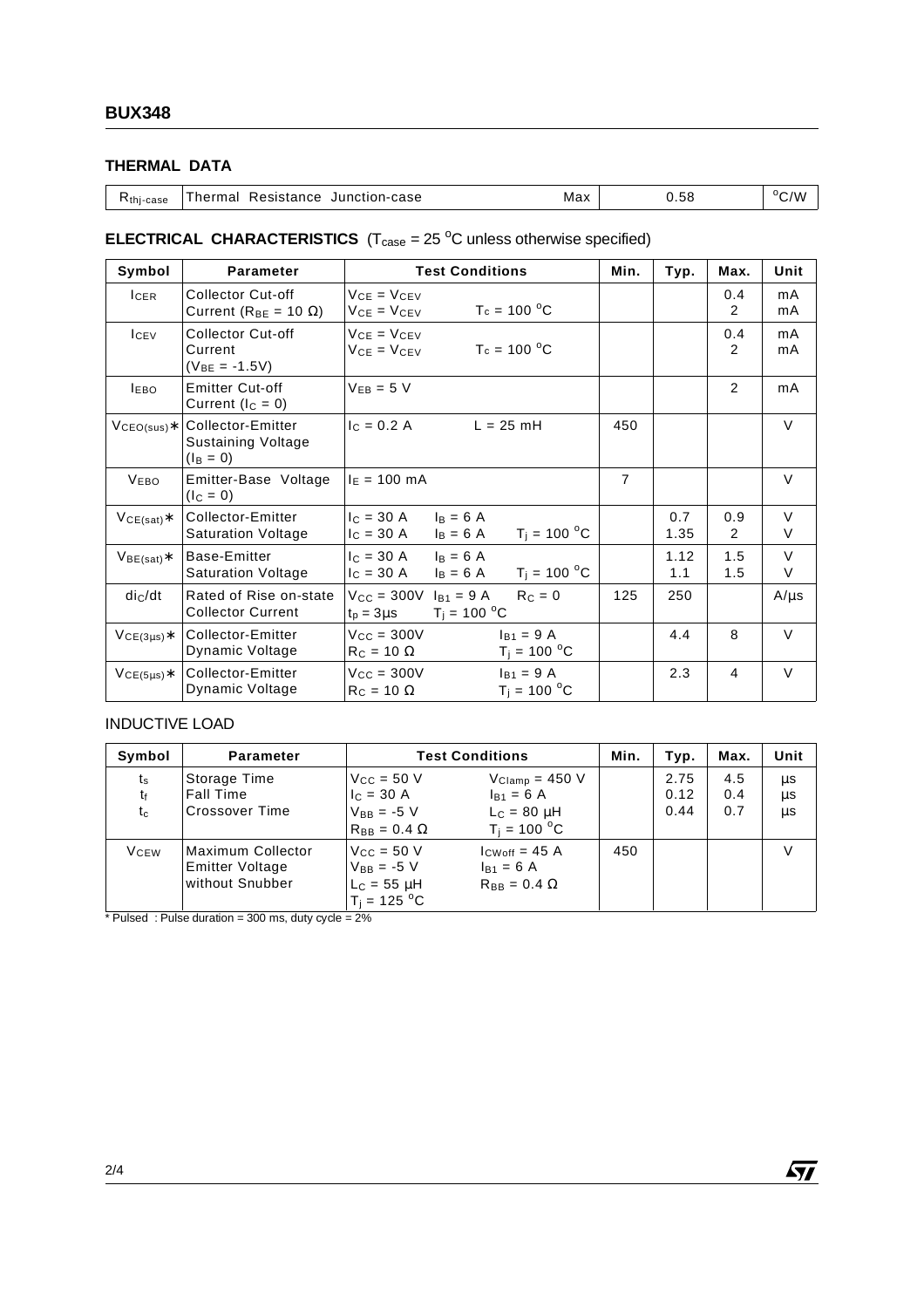## THERMAL DATA

| $R_{thj-case}$ | Thermal Resistance Junction-case | Max | 0.58 | $^oC/W$ |
|---|---|---|---|---|

## ELECTRICAL CHARACTERISTICS ($T_{case}$ = 25 $^oC$ unless otherwise specified)

| Symbol | Parameter | Test Conditions | Min. | Typ. | Max. | Unit |
|---|---|---|---|---|---|---|
| $I_{CER}$ | Collector Cut-off Current ($R_{BE}$ = 10 Ω) | $V_{CE} = V_{CEV}$<br>$V_{CE} = V_{CEV}$ $T_c$ = 100 $^oC$ | | | 0.4<br>2 | mA<br>mA |
| $I_{CEV}$ | Collector Cut-off Current ($V_{BE}$ = -1.5V) | $V_{CE} = V_{CEV}$<br>$V_{CE} = V_{CEV}$ $T_c$ = 100 $^oC$ | | | 0.4<br>2 | mA<br>mA |
| $I_{EBO}$ | Emitter Cut-off Current ($I_C$ = 0) | $V_{EB}$ = 5 V | | | 2 | mA |
| $V_{CEO(sus)}$* | Collector-Emitter Sustaining Voltage ($I_B$ = 0) | $I_C$ = 0.2 A L = 25 mH | 450 | | | V |
| $V_{EBO}$ | Emitter-Base Voltage ($I_C$ = 0) | $I_E$ = 100 mA | 7 | | | V |
| $V_{CE(sat)}$* | Collector-Emitter Saturation Voltage | $I_C$ = 30 A $I_B$ = 6 A<br>$I_C$ = 30 A $I_B$ = 6 A $T_j$ = 100 $^oC$ | | 0.7<br>1.35 | 0.9<br>2 | V<br>V |
| $V_{BE(sat)}$* | Base-Emitter Saturation Voltage | $I_C$ = 30 A $I_B$ = 6 A<br>$I_C$ = 30 A $I_B$ = 6 A $T_j$ = 100 $^oC$ | | 1.12<br>1.1 | 1.5<br>1.5 | V<br>V |
| $di_C/dt$ | Rated of Rise on-state Collector Current | $V_{CC}$ = 300V $I_{B1}$ = 9 A $R_C$ = 0<br>$t_p$ = 3μs $T_j$ = 100 $^oC$ | 125 | 250 | | A/μs |
| $V_{CE(3\mu s)}$* | Collector-Emitter Dynamic Voltage | $V_{CC}$ = 300V $I_{B1}$ = 9 A<br>$R_C$ = 10 Ω $T_j$ = 100 $^oC$ | | 4.4 | 8 | V |
| $V_{CE(5\mu s)}$* | Collector-Emitter Dynamic Voltage | $V_{CC}$ = 300V $I_{B1}$ = 9 A<br>$R_C$ = 10 Ω $T_j$ = 100 $^oC$ | | 2.3 | 4 | V |

INDUCTIVE LOAD

| Symbol | Parameter | Test Conditions | | Min. | Typ. | Max. | Unit |
|---|---|---|---|---|---|---|---|
| $t_s$<br>$t_f$<br>$t_c$ | Storage Time<br>Fall Time<br>Crossover Time | $V_{CC}$ = 50 V<br>$I_C$ = 30 A<br>$V_{BB}$ = -5 V<br>$R_{BB}$ = 0.4 Ω | $V_{Clamp}$ = 450 V<br>$I_{B1}$ = 6 A<br>$L_C$ = 80 μH<br>$T_j$ = 100 $^oC$ | | 2.75<br>0.12<br>0.44 | 4.5<br>0.4<br>0.7 | μs<br>μs<br>μs |
| $V_{CEW}$ | Maximum Collector Emitter Voltage without Snubber | $V_{CC}$ = 50 V<br>$V_{BB}$ = -5 V<br>$L_C$ = 55 μH<br>$T_j$ = 125 $^oC$ | $I_{CWoff}$ = 45 A<br>$I_{B1}$ = 6 A<br>$R_{BB}$ = 0.4 Ω | 450 | | | V |

* Pulsed : Pulse duration = 300 ms, duty cycle = 2%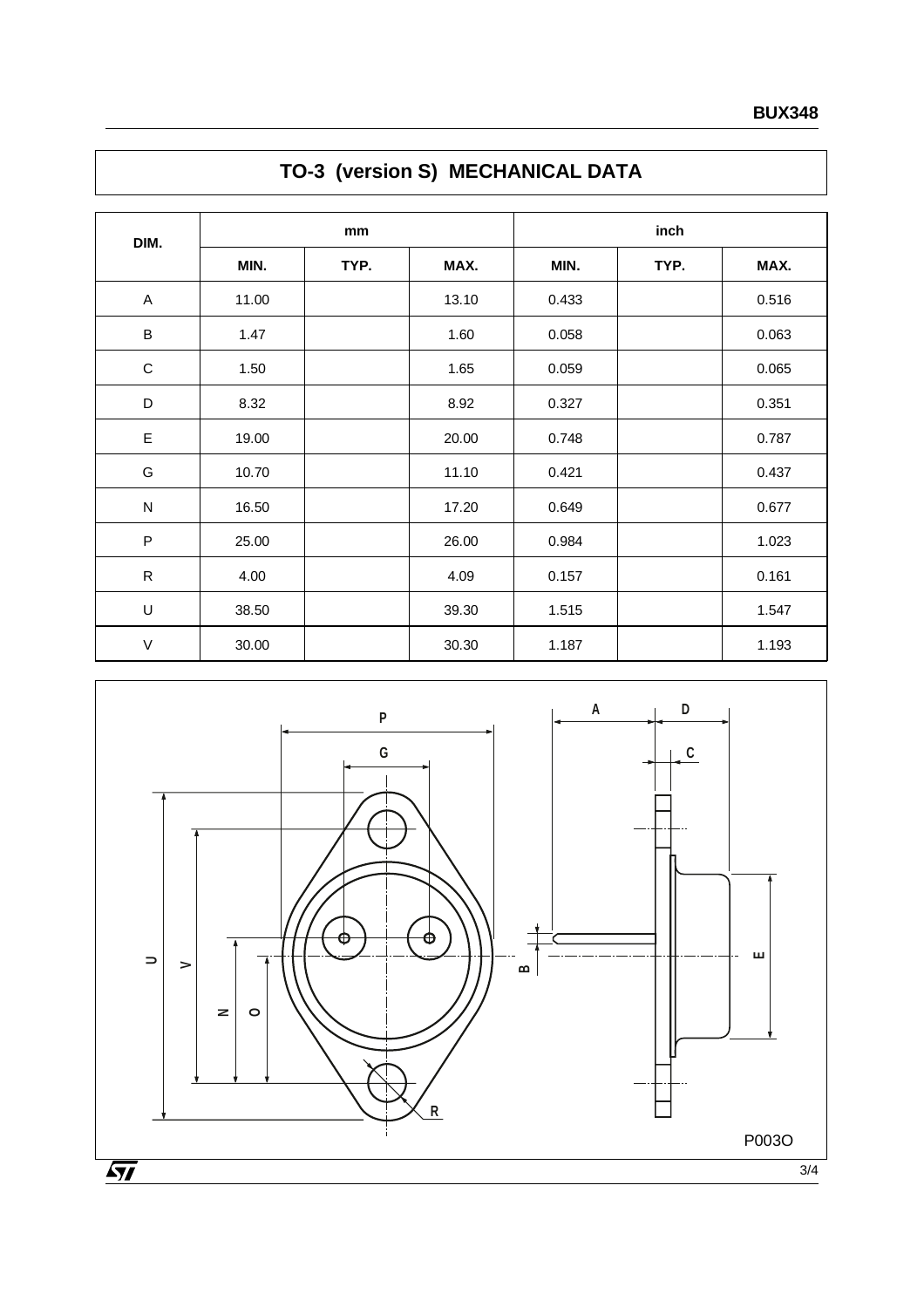## TO-3 (version S) MECHANICAL DATA

| DIM. | mm | | | inch | | |
|---|---|---|---|---|---|---|
| | MIN. | TYP. | MAX. | MIN. | TYP. | MAX. |
| A | 11.00 | | 13.10 | 0.433 | | 0.516 |
| B | 1.47 | | 1.60 | 0.058 | | 0.063 |
| C | 1.50 | | 1.65 | 0.059 | | 0.065 |
| D | 8.32 | | 8.92 | 0.327 | | 0.351 |
| E | 19.00 | | 20.00 | 0.748 | | 0.787 |
| G | 10.70 | | 11.10 | 0.421 | | 0.437 |
| N | 16.50 | | 17.20 | 0.649 | | 0.677 |
| P | 25.00 | | 26.00 | 0.984 | | 1.023 |
| R | 4.00 | | 4.09 | 0.157 | | 0.161 |
| U | 38.50 | | 39.30 | 1.515 | | 1.547 |
| V | 30.00 | | 30.30 | 1.187 | | 1.193 |

P003O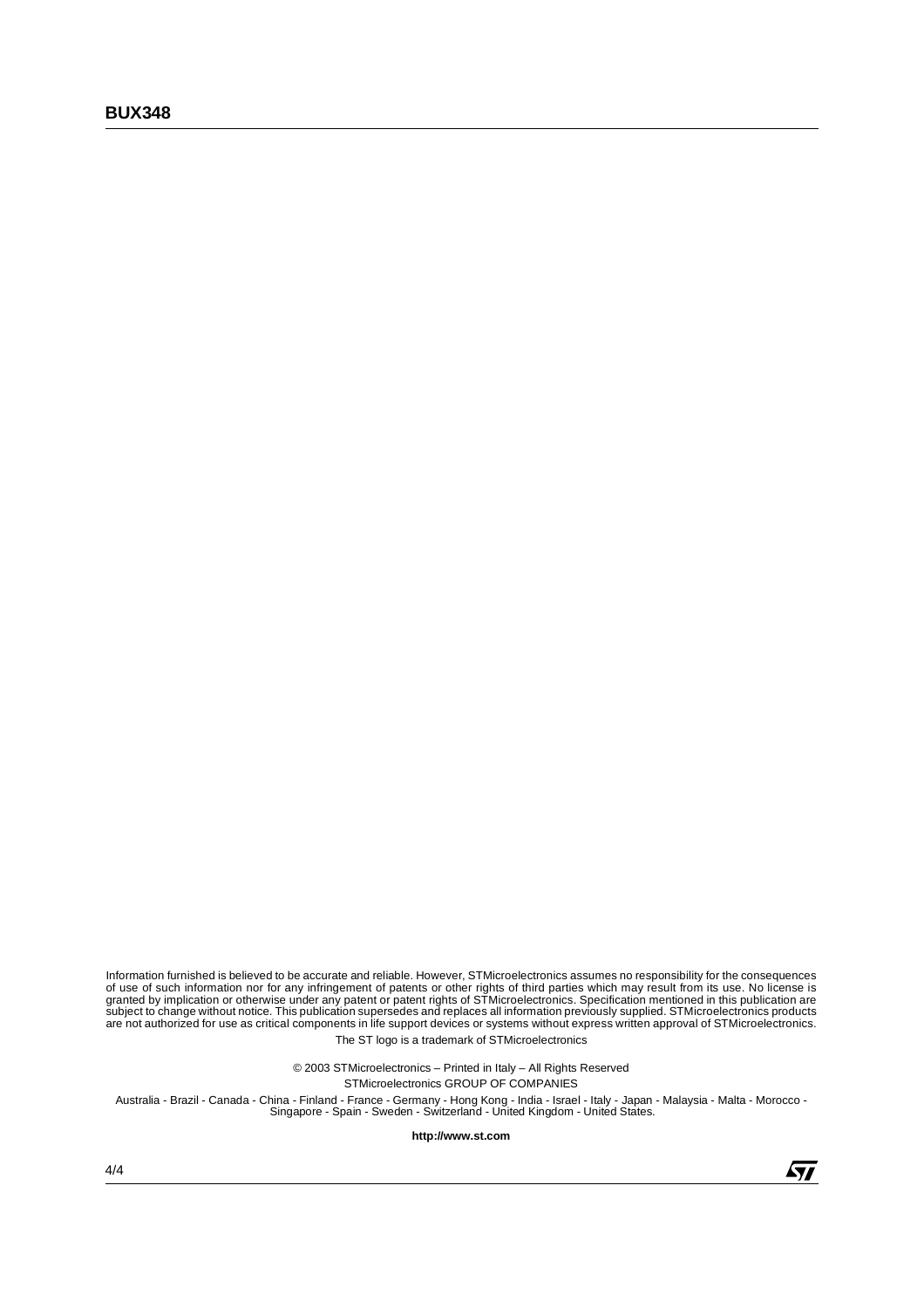Information furnished is believed to be accurate and reliable. However, STMicroelectronics assumes no responsibility for the consequences of use of such information nor for any infringement of patents or other rights of third parties which may result from its use. No license is granted by implication or otherwise under any patent or patent rights of STMicroelectronics. Specification mentioned in this publication are subject to change without notice. This publication supersedes and replaces all information previously supplied. STMicroelectronics products are not authorized for use as critical components in life support devices or systems without express written approval of STMicroelectronics.

The ST logo is a trademark of STMicroelectronics

© 2003 STMicroelectronics – Printed in Italy – All Rights Reserved

STMicroelectronics GROUP OF COMPANIES

Australia - Brazil - Canada - China - Finland - France - Germany - Hong Kong - India - Israel - Italy - Japan - Malaysia - Malta - Morocco - Singapore - Spain - Sweden - Switzerland - United Kingdom - United States.

**http://www.st.com**